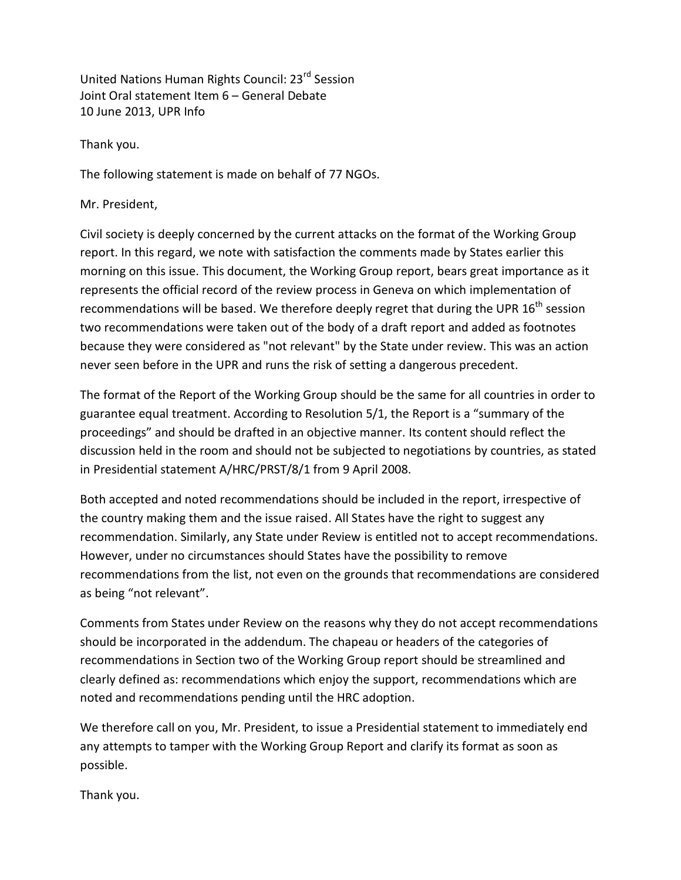United Nations Human Rights Council: 23rd Session
Joint Oral statement Item 6 – General Debate
10 June 2013, UPR Info

Thank you.

The following statement is made on behalf of 77 NGOs.

Mr. President,

Civil society is deeply concerned by the current attacks on the format of the Working Group report. In this regard, we note with satisfaction the comments made by States earlier this morning on this issue. This document, the Working Group report, bears great importance as it represents the official record of the review process in Geneva on which implementation of recommendations will be based. We therefore deeply regret that during the UPR 16th session two recommendations were taken out of the body of a draft report and added as footnotes because they were considered as "not relevant" by the State under review. This was an action never seen before in the UPR and runs the risk of setting a dangerous precedent.

The format of the Report of the Working Group should be the same for all countries in order to guarantee equal treatment. According to Resolution 5/1, the Report is a "summary of the proceedings" and should be drafted in an objective manner. Its content should reflect the discussion held in the room and should not be subjected to negotiations by countries, as stated in Presidential statement A/HRC/PRST/8/1 from 9 April 2008.

Both accepted and noted recommendations should be included in the report, irrespective of the country making them and the issue raised. All States have the right to suggest any recommendation. Similarly, any State under Review is entitled not to accept recommendations. However, under no circumstances should States have the possibility to remove recommendations from the list, not even on the grounds that recommendations are considered as being "not relevant".

Comments from States under Review on the reasons why they do not accept recommendations should be incorporated in the addendum. The chapeau or headers of the categories of recommendations in Section two of the Working Group report should be streamlined and clearly defined as: recommendations which enjoy the support, recommendations which are noted and recommendations pending until the HRC adoption.

We therefore call on you, Mr. President, to issue a Presidential statement to immediately end any attempts to tamper with the Working Group Report and clarify its format as soon as possible.

Thank you.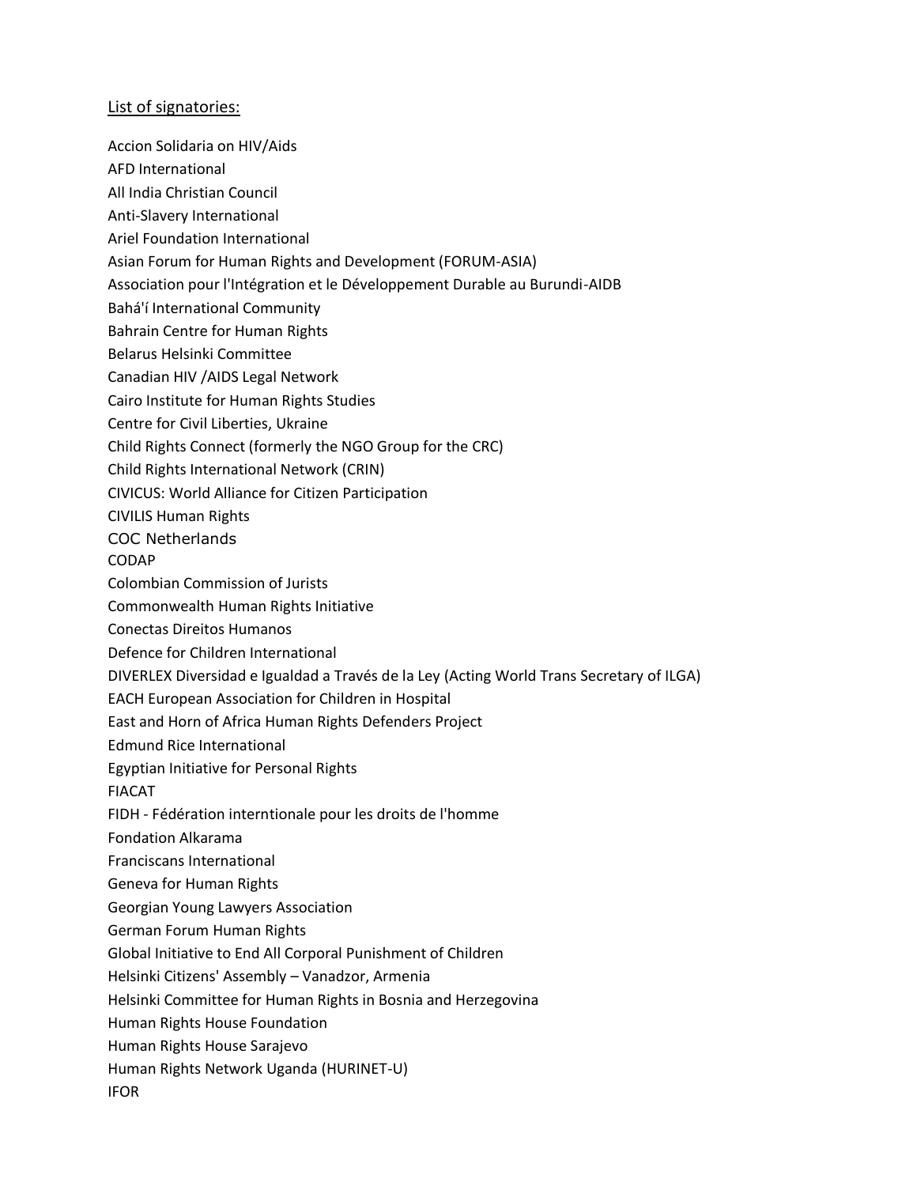List of signatories:

Accion Solidaria on HIV/Aids

AFD International

All India Christian Council

Anti-Slavery International

Ariel Foundation International

Asian Forum for Human Rights and Development (FORUM-ASIA)

Association pour l'Intégration et le Développement Durable au Burundi-AIDB

Bahá'í International Community

Bahrain Centre for Human Rights

Belarus Helsinki Committee

Canadian HIV /AIDS Legal Network

Cairo Institute for Human Rights Studies

Centre for Civil Liberties, Ukraine

Child Rights Connect (formerly the NGO Group for the CRC)

Child Rights International Network (CRIN)

CIVICUS: World Alliance for Citizen Participation

CIVILIS Human Rights

COC Netherlands

CODAP

Colombian Commission of Jurists

Commonwealth Human Rights Initiative

Conectas Direitos Humanos

Defence for Children International

DIVERLEX Diversidad e Igualdad a Través de la Ley (Acting World Trans Secretary of ILGA)

EACH European Association for Children in Hospital

East and Horn of Africa Human Rights Defenders Project

Edmund Rice International

Egyptian Initiative for Personal Rights

FIACAT

FIDH - Fédération interntionale pour les droits de l'homme

Fondation Alkarama

Franciscans International

Geneva for Human Rights

Georgian Young Lawyers Association

German Forum Human Rights

Global Initiative to End All Corporal Punishment of Children

Helsinki Citizens' Assembly – Vanadzor, Armenia

Helsinki Committee for Human Rights in Bosnia and Herzegovina

Human Rights House Foundation

Human Rights House Sarajevo

Human Rights Network Uganda (HURINET-U)

IFOR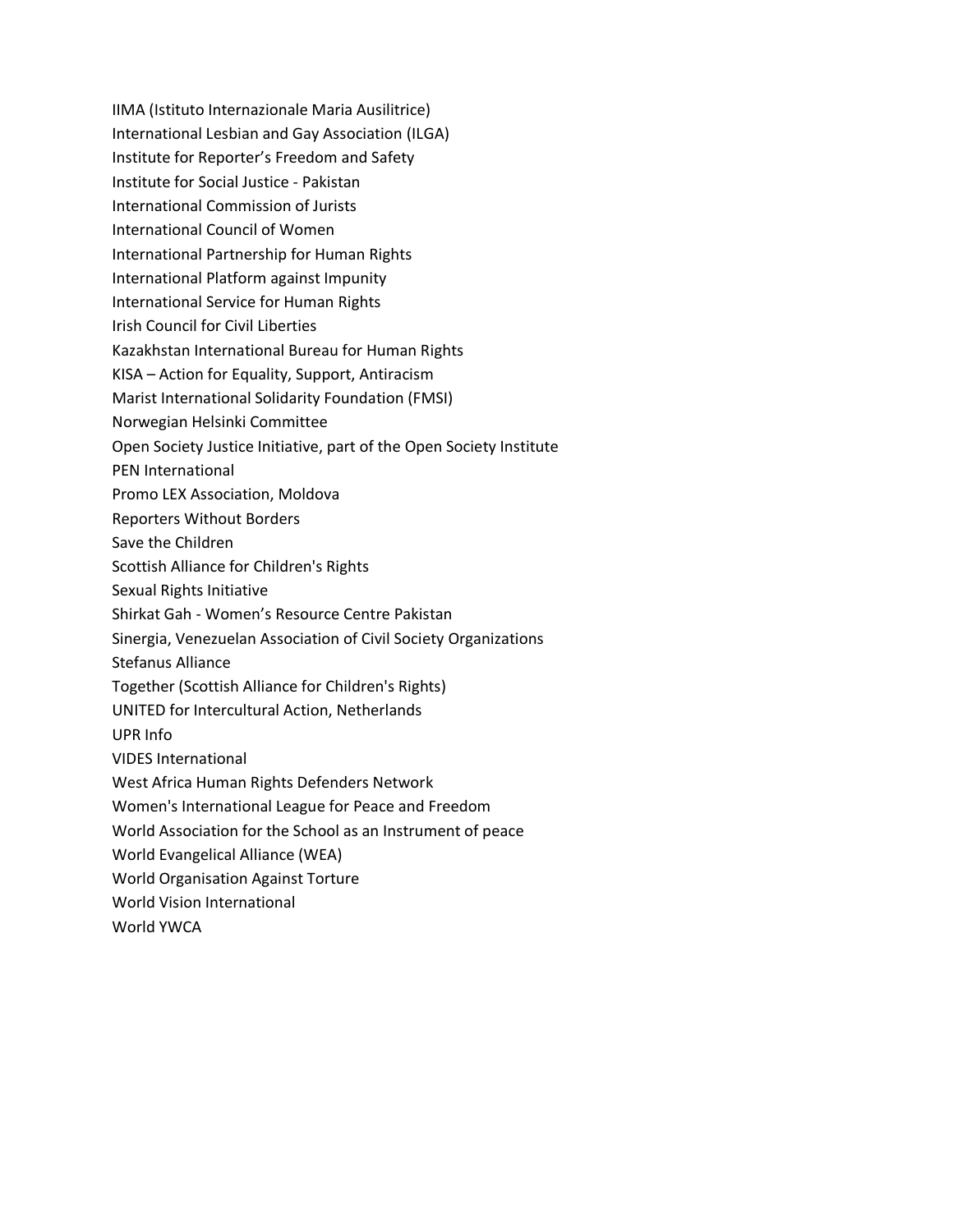IIMA (Istituto Internazionale Maria Ausilitrice)
International Lesbian and Gay Association (ILGA)
Institute for Reporter's Freedom and Safety
Institute for Social Justice - Pakistan
International Commission of Jurists
International Council of Women
International Partnership for Human Rights
International Platform against Impunity
International Service for Human Rights
Irish Council for Civil Liberties
Kazakhstan International Bureau for Human Rights
KISA – Action for Equality, Support, Antiracism
Marist International Solidarity Foundation (FMSI)
Norwegian Helsinki Committee
Open Society Justice Initiative, part of the Open Society Institute
PEN International
Promo LEX Association, Moldova
Reporters Without Borders
Save the Children
Scottish Alliance for Children's Rights
Sexual Rights Initiative
Shirkat Gah - Women's Resource Centre Pakistan
Sinergia, Venezuelan Association of Civil Society Organizations
Stefanus Alliance
Together (Scottish Alliance for Children's Rights)
UNITED for Intercultural Action, Netherlands
UPR Info
VIDES International
West Africa Human Rights Defenders Network
Women's International League for Peace and Freedom
World Association for the School as an Instrument of peace
World Evangelical Alliance (WEA)
World Organisation Against Torture
World Vision International
World YWCA